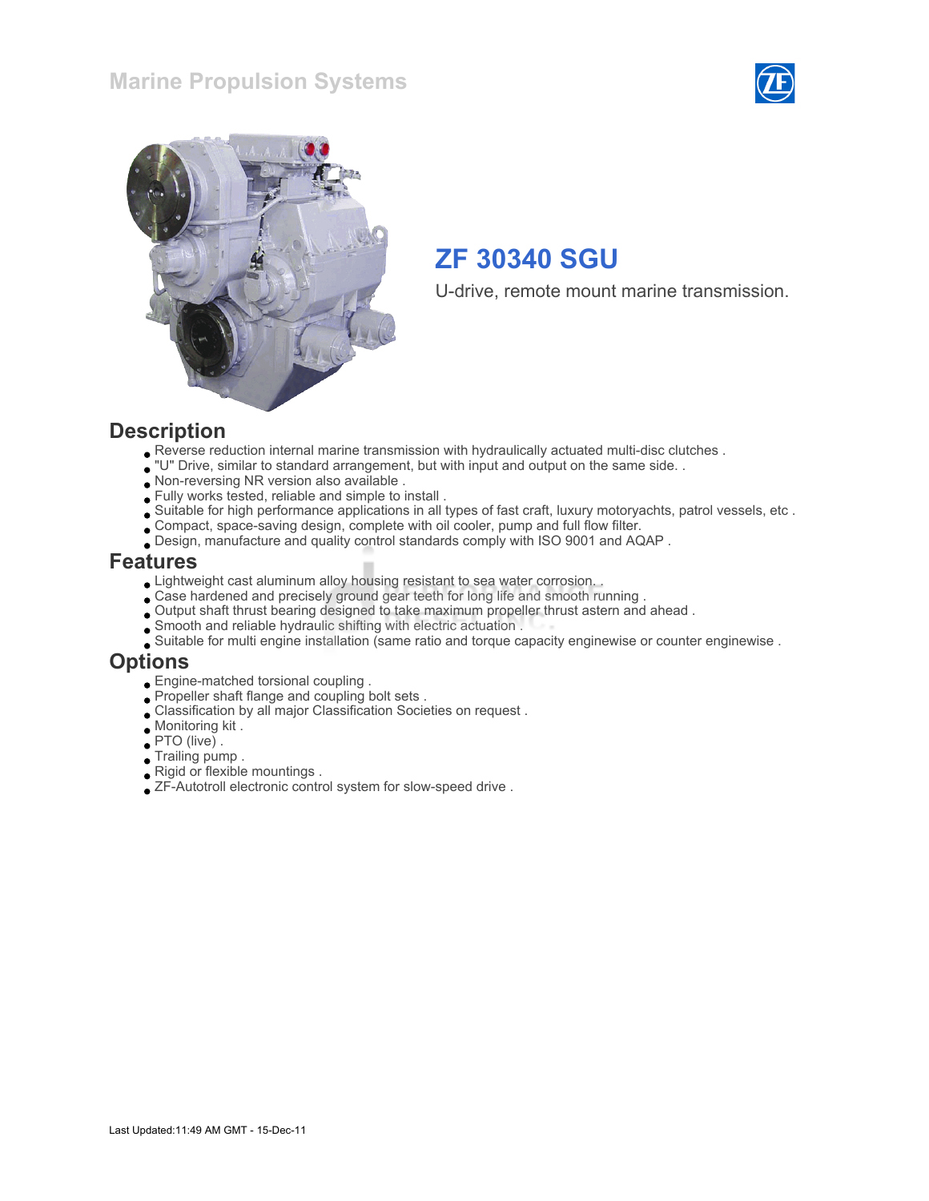Marine Propulsion Systems

# ZF 30340 SGU

U-drive, remote mount marine transmission.

## Description

- Reverse reduction internal marine transmission with hydraulically actuated multi-disc clutches .
- "U" Drive, similar to standard arrangement, but with input and output on the same side. .
- Non-reversing NR version also available .
- Fully works tested, reliable and simple to install .
- Suitable for high performance applications in all types of fast craft, luxury motoryachts, patrol vessels, etc .
- Compact, space-saving design, complete with oil cooler, pump and full flow filter.
- Design, manufacture and quality control standards comply with ISO 9001 and AQAP .

## Features

- Lightweight cast aluminum alloy housing resistant to sea water corrosion. .
- Case hardened and precisely ground gear teeth for long life and smooth running .
- Output shaft thrust bearing designed to take maximum propeller thrust astern and ahead .
- Smooth and reliable hydraulic shifting with electric actuation .
- Suitable for multi engine installation (same ratio and torque capacity enginewise or counter enginewise .

## Options

- Engine-matched torsional coupling .
- Propeller shaft flange and coupling bolt sets .
- Classification by all major Classification Societies on request .
- Monitoring kit .
- PTO (live) .
- Trailing pump .
- Rigid or flexible mountings .
- ZF-Autotroll electronic control system for slow-speed drive .

Last Updated:11:49 AM GMT - 15-Dec-11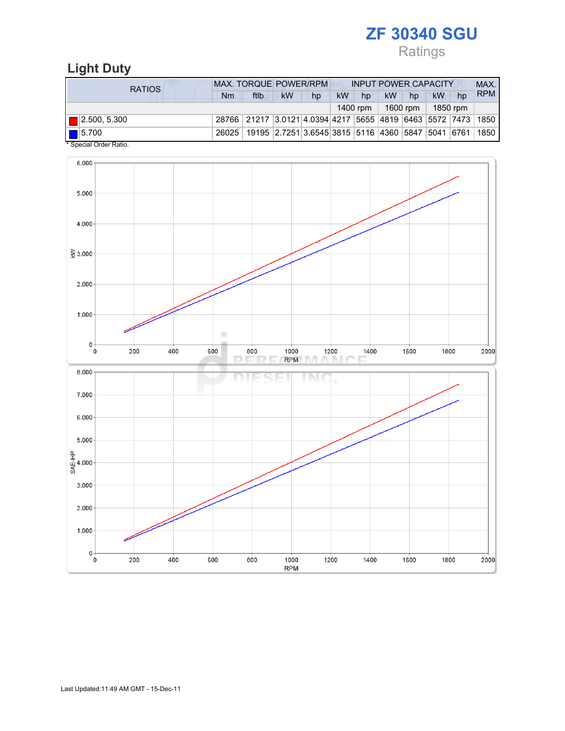# ZF 30340 SGU

Ratings

## Light Duty

| RATIOS | MAX. TORQUE | | POWER/RPM | | INPUT POWER CAPACITY | | | | | | MAX. RPM |
|---|---|---|---|---|---|---|---|---|---|---|---|
| | Nm | ftlb | kW | hp | kW | hp | kW | hp | kW | hp | |
| | | | | | 1400 rpm | | 1600 rpm | | 1850 rpm | | |
| 2.500, 5.300 | 28766 | 21217 | 3.0121 | 4.0394 | 4217 | 5655 | 4819 | 6463 | 5572 | 7473 | 1850 |
| 5.700 | 26025 | 19195 | 2.7251 | 3.6545 | 3815 | 5116 | 4360 | 5847 | 5041 | 6761 | 1850 |

* Special Order Ratio.

Last Updated:11:49 AM GMT - 15-Dec-11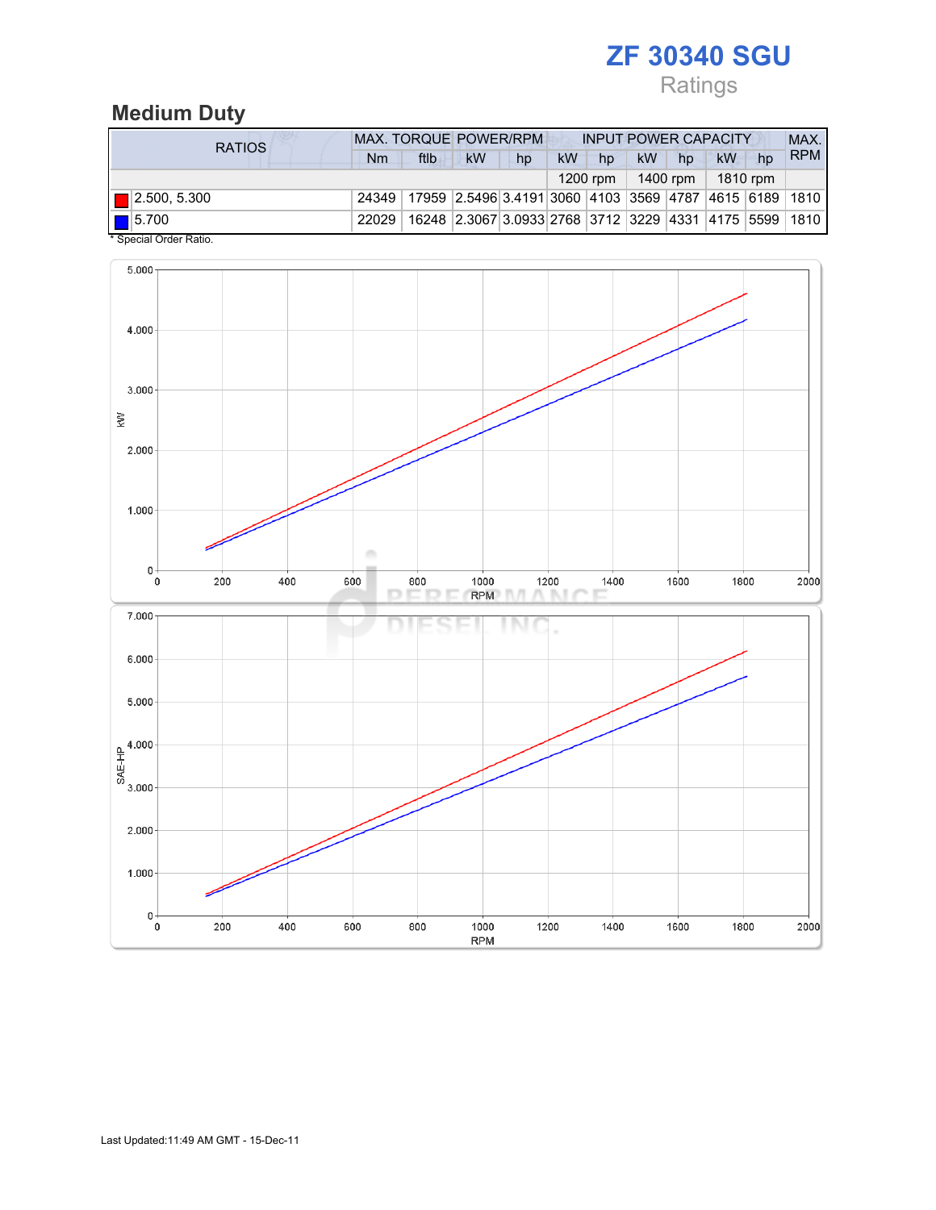# ZF 30340 SGU

Ratings

## Medium Duty

| RATIOS | MAX. TORQUE | | POWER/RPM | | INPUT POWER CAPACITY | | | | | | MAX. RPM |
|---|---|---|---|---|---|---|---|---|---|---|---|
| | Nm | ftlb | kW | hp | kW | hp | kW | hp | kW | hp | |
| | | | | | 1200 rpm | | 1400 rpm | | 1810 rpm | | |
| 2.500, 5.300 | 24349 | 17959 | 2.5496 | 3.4191 | 3060 | 4103 | 3569 | 4787 | 4615 | 6189 | 1810 |
| 5.700 | 22029 | 16248 | 2.3067 | 3.0933 | 2768 | 3712 | 3229 | 4331 | 4175 | 5599 | 1810 |

* Special Order Ratio.

Last Updated:11:49 AM GMT - 15-Dec-11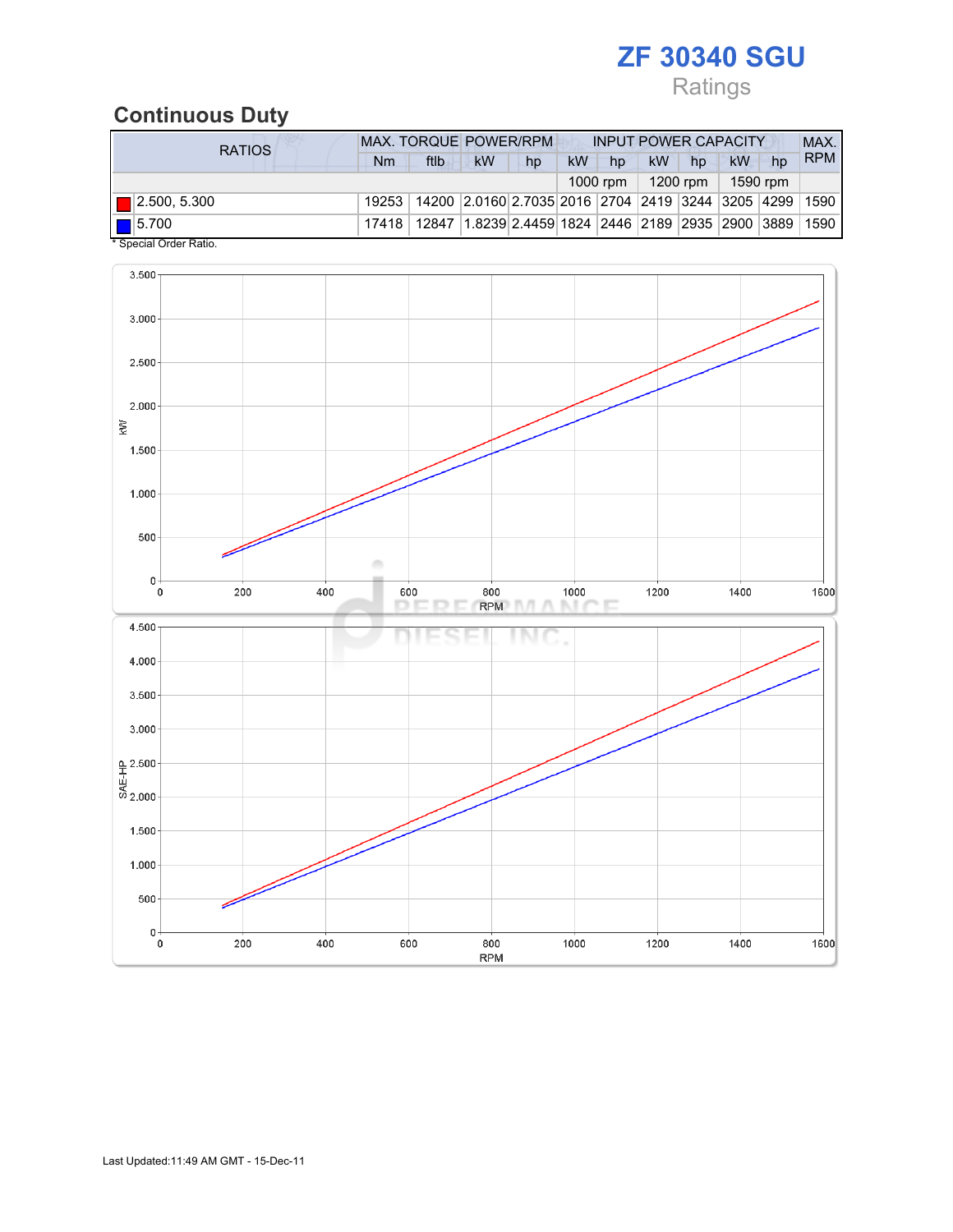# ZF 30340 SGU

Ratings

## Continuous Duty

| RATIOS | MAX. TORQUE | | POWER/RPM | | INPUT POWER CAPACITY | | | | | | MAX. RPM |
|---|---|---|---|---|---|---|---|---|---|---|---|
| | Nm | ftlb | kW | hp | kW | hp | kW | hp | kW | hp | |
| | | | | | 1000 rpm | | 1200 rpm | | 1590 rpm | | |
| 2.500, 5.300 | 19253 | 14200 | 2.0160 | 2.7035 | 2016 | 2704 | 2419 | 3244 | 3205 | 4299 | 1590 |
| 5.700 | 17418 | 12847 | 1.8239 | 2.4459 | 1824 | 2446 | 2189 | 2935 | 2900 | 3889 | 1590 |

\* Special Order Ratio.

Last Updated:11:49 AM GMT - 15-Dec-11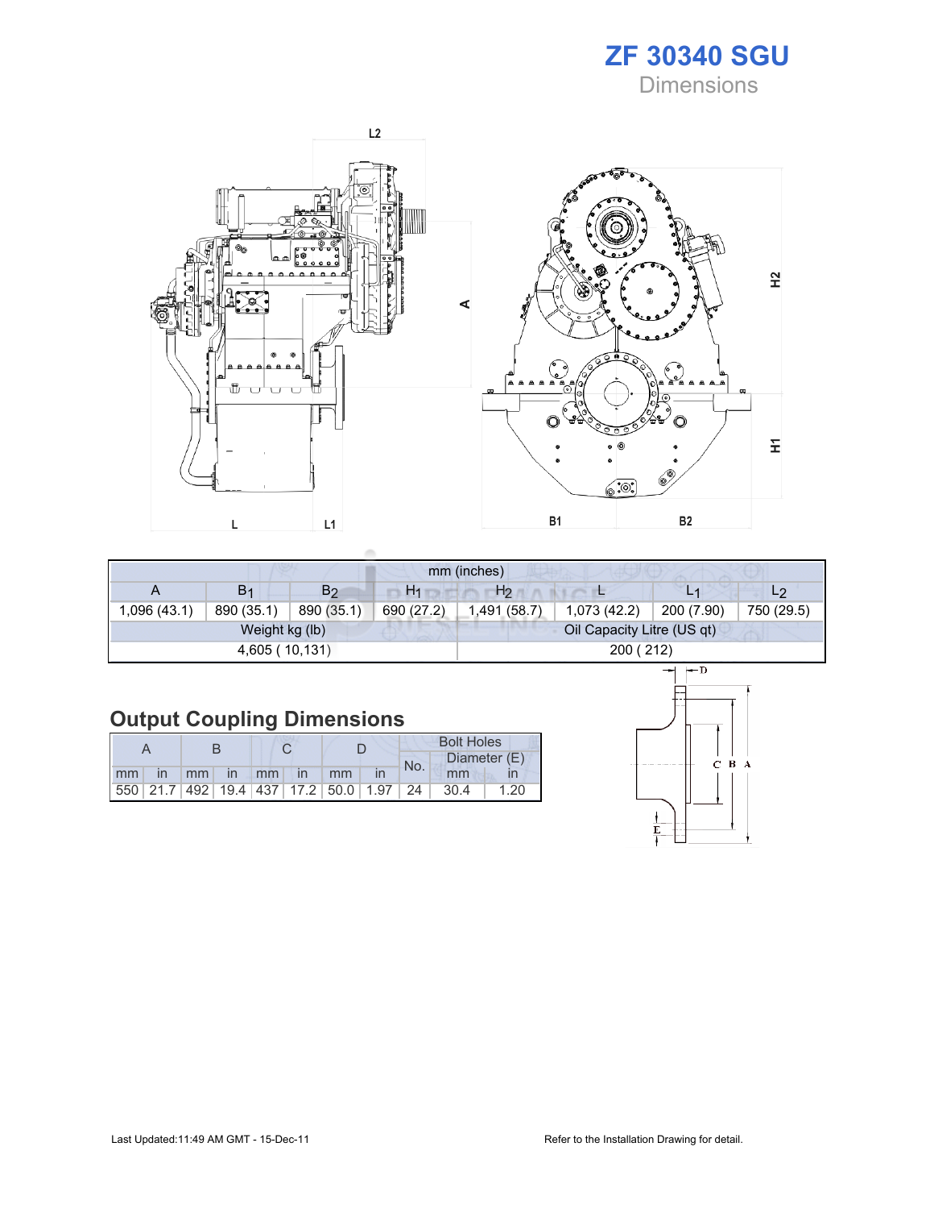# ZF 30340 SGU

Dimensions

| mm (inches) | | | | | | | |
|---|---|---|---|---|---|---|---|
| A | $B_1$ | $B_2$ | $H_1$ | $H_2$ | L | $L_1$ | $L_2$ |
| 1,096 (43.1) | 890 (35.1) | 890 (35.1) | 690 (27.2) | 1,491 (58.7) | 1,073 (42.2) | 200 (7.90) | 750 (29.5) |
| Weight kg (lb) | | | | Oil Capacity Litre (US qt) | | | |
| 4,605 ( 10,131) | | | | 200 ( 212) | | | |

## Output Coupling Dimensions

| A | | B | | C | | D | | Bolt Holes | | |
|---|---|---|---|---|---|---|---|---|---|---|
| | | | | | | | | No. | Diameter (E) | |
| mm | in | mm | in | mm | in | mm | in | | mm | in |
| 550 | 21.7 | 492 | 19.4 | 437 | 17.2 | 50.0 | 1.97 | 24 | 30.4 | 1.20 |

Last Updated:11:49 AM GMT - 15-Dec-11

Refer to the Installation Drawing for detail.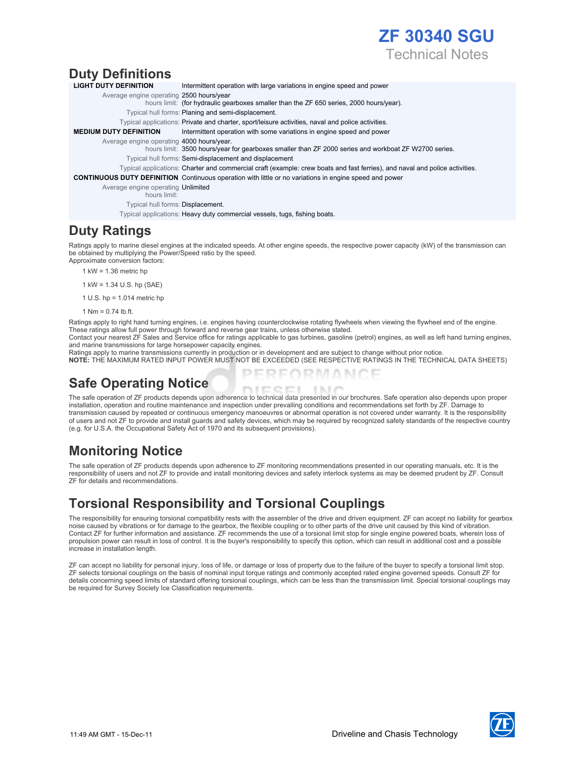# ZF 30340 SGU

Technical Notes

## Duty Definitions

| | |
|---|---|
| **LIGHT DUTY DEFINITION** | Intermittent operation with large variations in engine speed and power |
| Average engine operating hours limit: | 2500 hours/year (for hydraulic gearboxes smaller than the ZF 650 series, 2000 hours/year). |
| Typical hull forms: | Planing and semi-displacement. |
| Typical applications: | Private and charter, sport/leisure activities, naval and police activities. |
| **MEDIUM DUTY DEFINITION** | Intermittent operation with some variations in engine speed and power |
| Average engine operating hours limit: | 4000 hours/year. 3500 hours/year for gearboxes smaller than ZF 2000 series and workboat ZF W2700 series. |
| Typical hull forms: | Semi-displacement and displacement |
| Typical applications: | Charter and commercial craft (example: crew boats and fast ferries), and naval and police activities. |
| **CONTINUOUS DUTY DEFINITION** | Continuous operation with little or no variations in engine speed and power |
| Average engine operating hours limit: | Unlimited |
| Typical hull forms: | Displacement. |
| Typical applications: | Heavy duty commercial vessels, tugs, fishing boats. |

## Duty Ratings

Ratings apply to marine diesel engines at the indicated speeds. At other engine speeds, the respective power capacity (kW) of the transmission can be obtained by multiplying the Power/Speed ratio by the speed.
Approximate conversion factors:

1 kW = 1.36 metric hp

1 kW = 1.34 U.S. hp (SAE)

1 U.S. hp = 1.014 metric hp

1 Nm = 0.74 lb.ft.

Ratings apply to right hand turning engines, i.e. engines having counterclockwise rotating flywheels when viewing the flywheel end of the engine.
These ratings allow full power through forward and reverse gear trains, unless otherwise stated.
Contact your nearest ZF Sales and Service office for ratings applicable to gas turbines, gasoline (petrol) engines, as well as left hand turning engines, and marine transmissions for large horsepower capacity engines.
Ratings apply to marine transmissions currently in production or in development and are subject to change without prior notice.
**NOTE:** THE MAXIMUM RATED INPUT POWER MUST NOT BE EXCEEDED (SEE RESPECTIVE RATINGS IN THE TECHNICAL DATA SHEETS)

## Safe Operating Notice

The safe operation of ZF products depends upon adherence to technical data presented in our brochures. Safe operation also depends upon proper installation, operation and routine maintenance and inspection under prevailing conditions and recommendations set forth by ZF. Damage to transmission caused by repeated or continuous emergency manoeuvres or abnormal operation is not covered under warranty. It is the responsibility of users and not ZF to provide and install guards and safety devices, which may be required by recognized safety standards of the respective country (e.g. for U.S.A. the Occupational Safety Act of 1970 and its subsequent provisions).

## Monitoring Notice

The safe operation of ZF products depends upon adherence to ZF monitoring recommendations presented in our operating manuals, etc. It is the responsibility of users and not ZF to provide and install monitoring devices and safety interlock systems as may be deemed prudent by ZF. Consult ZF for details and recommendations.

## Torsional Responsibility and Torsional Couplings

The responsibility for ensuring torsional compatibility rests with the assembler of the drive and driven equipment. ZF can accept no liability for gearbox noise caused by vibrations or for damage to the gearbox, the flexible coupling or to other parts of the drive unit caused by this kind of vibration. Contact ZF for further information and assistance. ZF recommends the use of a torsional limit stop for single engine powered boats, wherein loss of propulsion power can result in loss of control. It is the buyer's responsibility to specify this option, which can result in additional cost and a possible increase in installation length.

ZF can accept no liability for personal injury, loss of life, or damage or loss of property due to the failure of the buyer to specify a torsional limit stop. ZF selects torsional couplings on the basis of nominal input torque ratings and commonly accepted rated engine governed speeds. Consult ZF for details concerning speed limits of standard offering torsional couplings, which can be less than the transmission limit. Special torsional couplings may be required for Survey Society Ice Classification requirements.